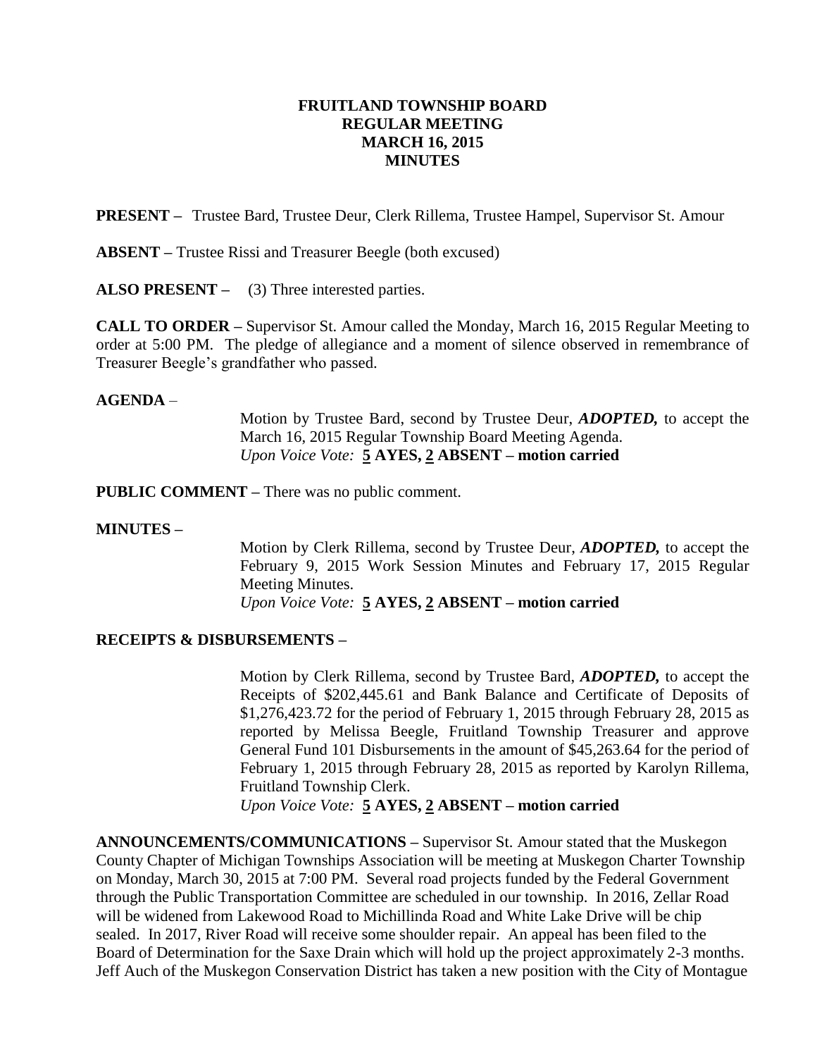# FRUITLAND TOWNSHIP BOARD
## REGULAR MEETING
## MARCH 16, 2015
## MINUTES

**PRESENT –** Trustee Bard, Trustee Deur, Clerk Rillema, Trustee Hampel, Supervisor St. Amour

**ABSENT –** Trustee Rissi and Treasurer Beegle (both excused)

**ALSO PRESENT –** (3) Three interested parties.

**CALL TO ORDER –** Supervisor St. Amour called the Monday, March 16, 2015 Regular Meeting to order at 5:00 PM. The pledge of allegiance and a moment of silence observed in remembrance of Treasurer Beegle's grandfather who passed.

**AGENDA** –

Motion by Trustee Bard, second by Trustee Deur, ***ADOPTED,*** to accept the March 16, 2015 Regular Township Board Meeting Agenda.
*Upon Voice Vote:* **5 AYES, 2 ABSENT – motion carried**

**PUBLIC COMMENT –** There was no public comment.

**MINUTES –**

Motion by Clerk Rillema, second by Trustee Deur, ***ADOPTED,*** to accept the February 9, 2015 Work Session Minutes and February 17, 2015 Regular Meeting Minutes.
*Upon Voice Vote:* **5 AYES, 2 ABSENT – motion carried**

**RECEIPTS & DISBURSEMENTS –**

Motion by Clerk Rillema, second by Trustee Bard, ***ADOPTED,*** to accept the Receipts of $202,445.61 and Bank Balance and Certificate of Deposits of $1,276,423.72 for the period of February 1, 2015 through February 28, 2015 as reported by Melissa Beegle, Fruitland Township Treasurer and approve General Fund 101 Disbursements in the amount of $45,263.64 for the period of February 1, 2015 through February 28, 2015 as reported by Karolyn Rillema, Fruitland Township Clerk.
*Upon Voice Vote:* **5 AYES, 2 ABSENT – motion carried**

**ANNOUNCEMENTS/COMMUNICATIONS –** Supervisor St. Amour stated that the Muskegon County Chapter of Michigan Townships Association will be meeting at Muskegon Charter Township on Monday, March 30, 2015 at 7:00 PM. Several road projects funded by the Federal Government through the Public Transportation Committee are scheduled in our township. In 2016, Zellar Road will be widened from Lakewood Road to Michillinda Road and White Lake Drive will be chip sealed. In 2017, River Road will receive some shoulder repair. An appeal has been filed to the Board of Determination for the Saxe Drain which will hold up the project approximately 2-3 months. Jeff Auch of the Muskegon Conservation District has taken a new position with the City of Montague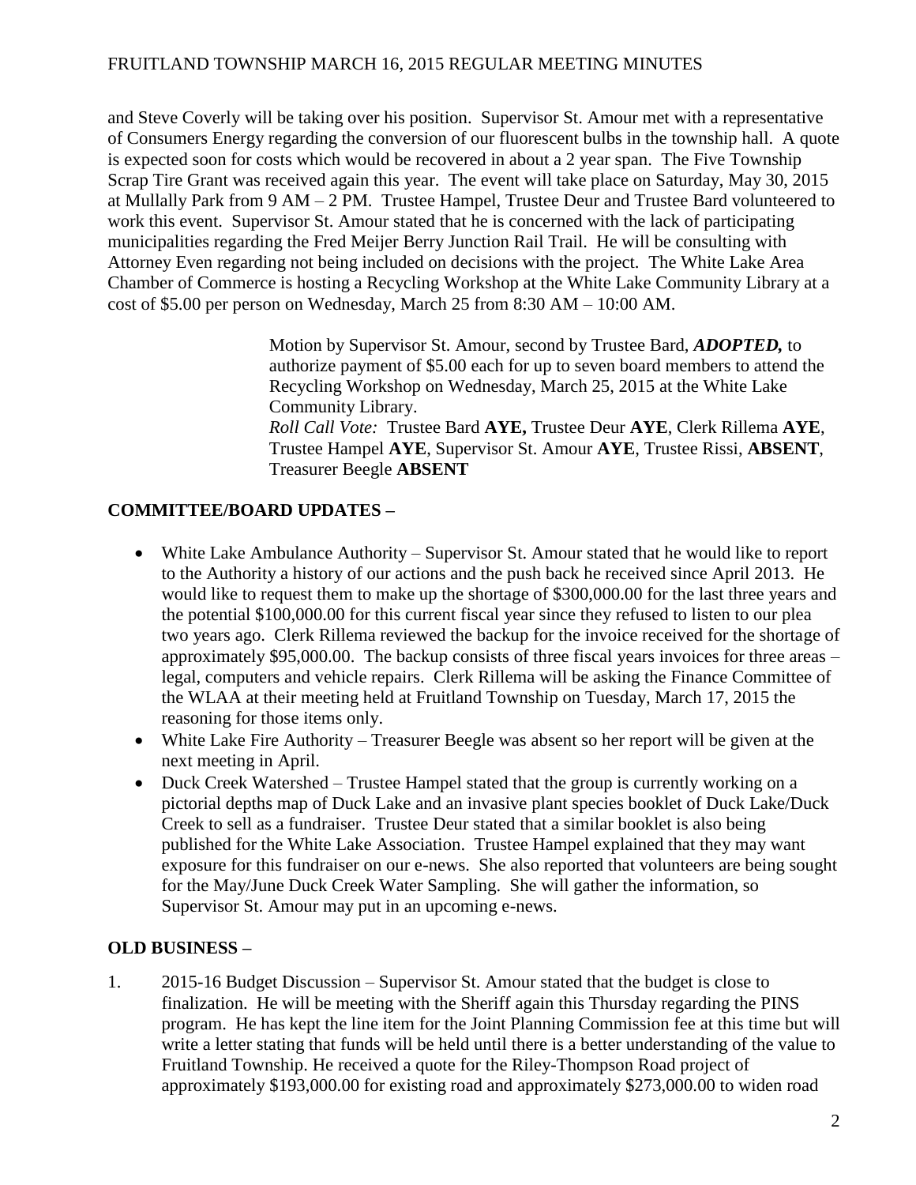and Steve Coverly will be taking over his position. Supervisor St. Amour met with a representative of Consumers Energy regarding the conversion of our fluorescent bulbs in the township hall. A quote is expected soon for costs which would be recovered in about a 2 year span. The Five Township Scrap Tire Grant was received again this year. The event will take place on Saturday, May 30, 2015 at Mullally Park from 9 AM – 2 PM. Trustee Hampel, Trustee Deur and Trustee Bard volunteered to work this event. Supervisor St. Amour stated that he is concerned with the lack of participating municipalities regarding the Fred Meijer Berry Junction Rail Trail. He will be consulting with Attorney Even regarding not being included on decisions with the project. The White Lake Area Chamber of Commerce is hosting a Recycling Workshop at the White Lake Community Library at a cost of $5.00 per person on Wednesday, March 25 from 8:30 AM – 10:00 AM.

> Motion by Supervisor St. Amour, second by Trustee Bard, ***ADOPTED,*** to authorize payment of $5.00 each for up to seven board members to attend the Recycling Workshop on Wednesday, March 25, 2015 at the White Lake Community Library.
> *Roll Call Vote:* Trustee Bard **AYE,** Trustee Deur **AYE**, Clerk Rillema **AYE**, Trustee Hampel **AYE**, Supervisor St. Amour **AYE**, Trustee Rissi, **ABSENT**, Treasurer Beegle **ABSENT**

## COMMITTEE/BOARD UPDATES –

- White Lake Ambulance Authority – Supervisor St. Amour stated that he would like to report to the Authority a history of our actions and the push back he received since April 2013. He would like to request them to make up the shortage of $300,000.00 for the last three years and the potential $100,000.00 for this current fiscal year since they refused to listen to our plea two years ago. Clerk Rillema reviewed the backup for the invoice received for the shortage of approximately $95,000.00. The backup consists of three fiscal years invoices for three areas – legal, computers and vehicle repairs. Clerk Rillema will be asking the Finance Committee of the WLAA at their meeting held at Fruitland Township on Tuesday, March 17, 2015 the reasoning for those items only.
- White Lake Fire Authority – Treasurer Beegle was absent so her report will be given at the next meeting in April.
- Duck Creek Watershed – Trustee Hampel stated that the group is currently working on a pictorial depths map of Duck Lake and an invasive plant species booklet of Duck Lake/Duck Creek to sell as a fundraiser. Trustee Deur stated that a similar booklet is also being published for the White Lake Association. Trustee Hampel explained that they may want exposure for this fundraiser on our e-news. She also reported that volunteers are being sought for the May/June Duck Creek Water Sampling. She will gather the information, so Supervisor St. Amour may put in an upcoming e-news.

## OLD BUSINESS –

1. 2015-16 Budget Discussion – Supervisor St. Amour stated that the budget is close to finalization. He will be meeting with the Sheriff again this Thursday regarding the PINS program. He has kept the line item for the Joint Planning Commission fee at this time but will write a letter stating that funds will be held until there is a better understanding of the value to Fruitland Township. He received a quote for the Riley-Thompson Road project of approximately $193,000.00 for existing road and approximately $273,000.00 to widen road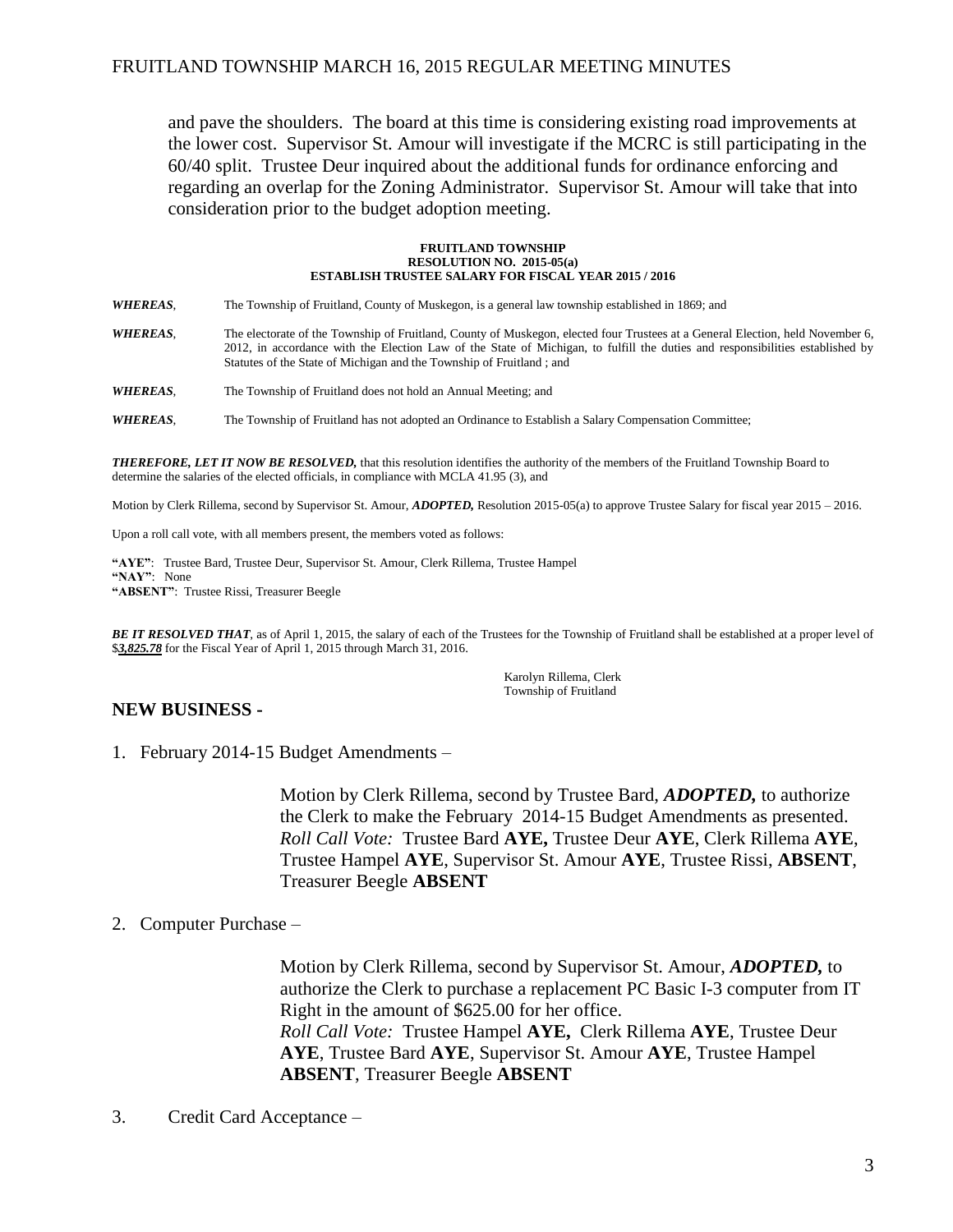and pave the shoulders. The board at this time is considering existing road improvements at the lower cost. Supervisor St. Amour will investigate if the MCRC is still participating in the 60/40 split. Trustee Deur inquired about the additional funds for ordinance enforcing and regarding an overlap for the Zoning Administrator. Supervisor St. Amour will take that into consideration prior to the budget adoption meeting.

**FRUITLAND TOWNSHIP**
**RESOLUTION NO. 2015-05(a)**
**ESTABLISH TRUSTEE SALARY FOR FISCAL YEAR 2015 / 2016**

***WHEREAS***, The Township of Fruitland, County of Muskegon, is a general law township established in 1869; and

***WHEREAS***, The electorate of the Township of Fruitland, County of Muskegon, elected four Trustees at a General Election, held November 6, 2012, in accordance with the Election Law of the State of Michigan, to fulfill the duties and responsibilities established by Statutes of the State of Michigan and the Township of Fruitland ; and

***WHEREAS***, The Township of Fruitland does not hold an Annual Meeting; and

***WHEREAS***, The Township of Fruitland has not adopted an Ordinance to Establish a Salary Compensation Committee;

***THEREFORE, LET IT NOW BE RESOLVED,*** that this resolution identifies the authority of the members of the Fruitland Township Board to determine the salaries of the elected officials, in compliance with MCLA 41.95 (3), and

Motion by Clerk Rillema, second by Supervisor St. Amour, ***ADOPTED,*** Resolution 2015-05(a) to approve Trustee Salary for fiscal year 2015 – 2016.

Upon a roll call vote, with all members present, the members voted as follows:

**"AYE"**: Trustee Bard, Trustee Deur, Supervisor St. Amour, Clerk Rillema, Trustee Hampel
**"NAY"**: None
**"ABSENT"**: Trustee Rissi, Treasurer Beegle

***BE IT RESOLVED THAT***, as of April 1, 2015, the salary of each of the Trustees for the Township of Fruitland shall be established at a proper level of $***3,825.78*** for the Fiscal Year of April 1, 2015 through March 31, 2016.

Karolyn Rillema, Clerk
Township of Fruitland

## NEW BUSINESS -

1. February 2014-15 Budget Amendments –

   Motion by Clerk Rillema, second by Trustee Bard, ***ADOPTED,*** to authorize the Clerk to make the February 2014-15 Budget Amendments as presented.
   *Roll Call Vote:* Trustee Bard **AYE,** Trustee Deur **AYE**, Clerk Rillema **AYE**, Trustee Hampel **AYE**, Supervisor St. Amour **AYE**, Trustee Rissi, **ABSENT**, Treasurer Beegle **ABSENT**

2. Computer Purchase –

   Motion by Clerk Rillema, second by Supervisor St. Amour, ***ADOPTED,*** to authorize the Clerk to purchase a replacement PC Basic I-3 computer from IT Right in the amount of $625.00 for her office.
   *Roll Call Vote:* Trustee Hampel **AYE,** Clerk Rillema **AYE**, Trustee Deur **AYE**, Trustee Bard **AYE**, Supervisor St. Amour **AYE**, Trustee Hampel **ABSENT**, Treasurer Beegle **ABSENT**

3. Credit Card Acceptance –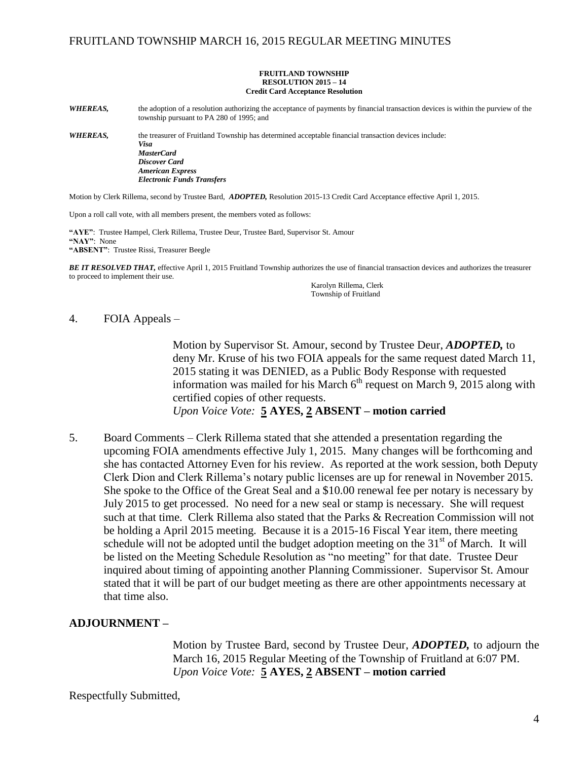**FRUITLAND TOWNSHIP**
**RESOLUTION 2015 – 14**
**Credit Card Acceptance Resolution**

***WHEREAS,*** the adoption of a resolution authorizing the acceptance of payments by financial transaction devices is within the purview of the township pursuant to PA 280 of 1995; and

***WHEREAS,*** the treasurer of Fruitland Township has determined acceptable financial transaction devices include:

***Visa***
***MasterCard***
***Discover Card***
***American Express***
***Electronic Funds Transfers***

Motion by Clerk Rillema, second by Trustee Bard, ***ADOPTED,*** Resolution 2015-13 Credit Card Acceptance effective April 1, 2015.

Upon a roll call vote, with all members present, the members voted as follows:

**"AYE"**: Trustee Hampel, Clerk Rillema, Trustee Deur, Trustee Bard, Supervisor St. Amour
**"NAY"**: None
**"ABSENT"**: Trustee Rissi, Treasurer Beegle

***BE IT RESOLVED THAT,*** effective April 1, 2015 Fruitland Township authorizes the use of financial transaction devices and authorizes the treasurer to proceed to implement their use.

Karolyn Rillema, Clerk
Township of Fruitland

4. FOIA Appeals –

Motion by Supervisor St. Amour, second by Trustee Deur, ***ADOPTED,*** to deny Mr. Kruse of his two FOIA appeals for the same request dated March 11, 2015 stating it was DENIED, as a Public Body Response with requested information was mailed for his March 6th request on March 9, 2015 along with certified copies of other requests.
*Upon Voice Vote:* **5 AYES, 2 ABSENT – motion carried**

5. Board Comments – Clerk Rillema stated that she attended a presentation regarding the upcoming FOIA amendments effective July 1, 2015. Many changes will be forthcoming and she has contacted Attorney Even for his review. As reported at the work session, both Deputy Clerk Dion and Clerk Rillema's notary public licenses are up for renewal in November 2015. She spoke to the Office of the Great Seal and a $10.00 renewal fee per notary is necessary by July 2015 to get processed. No need for a new seal or stamp is necessary. She will request such at that time. Clerk Rillema also stated that the Parks & Recreation Commission will not be holding a April 2015 meeting. Because it is a 2015-16 Fiscal Year item, there meeting schedule will not be adopted until the budget adoption meeting on the 31st of March. It will be listed on the Meeting Schedule Resolution as "no meeting" for that date. Trustee Deur inquired about timing of appointing another Planning Commissioner. Supervisor St. Amour stated that it will be part of our budget meeting as there are other appointments necessary at that time also.

**ADJOURNMENT –**

Motion by Trustee Bard, second by Trustee Deur, ***ADOPTED,*** to adjourn the March 16, 2015 Regular Meeting of the Township of Fruitland at 6:07 PM.
*Upon Voice Vote:* **5 AYES, 2 ABSENT – motion carried**

Respectfully Submitted,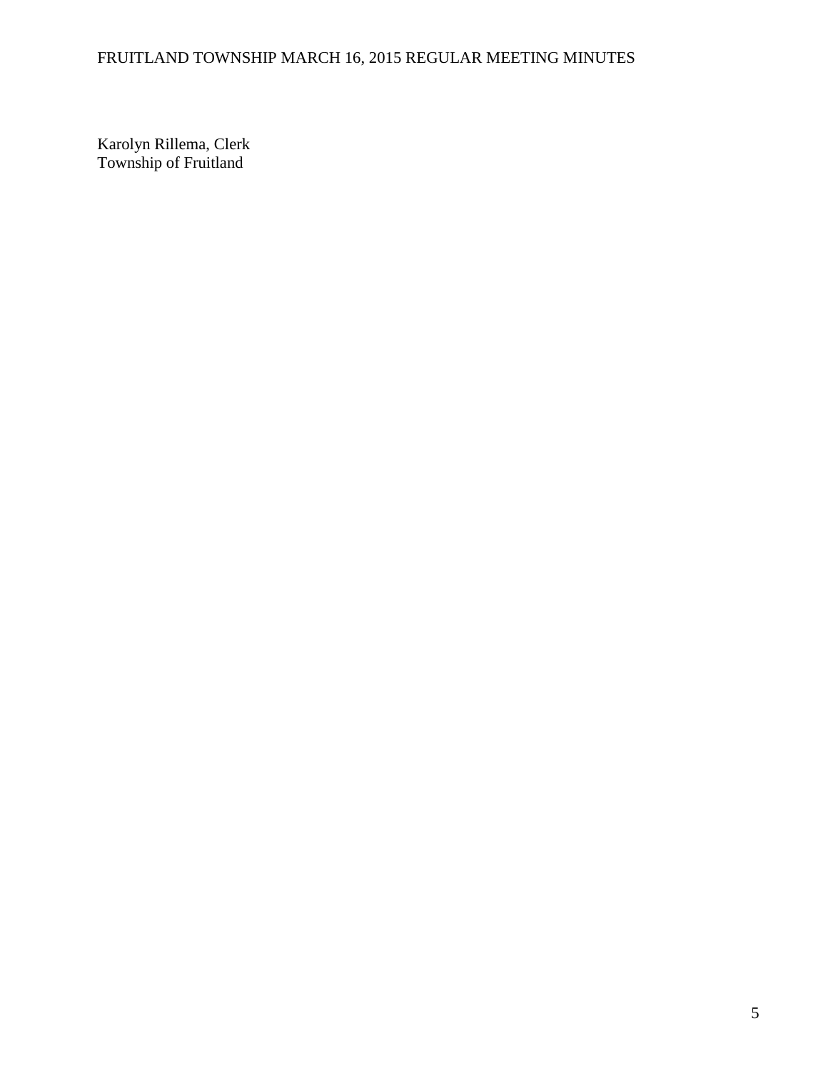Karolyn Rillema, Clerk
Township of Fruitland